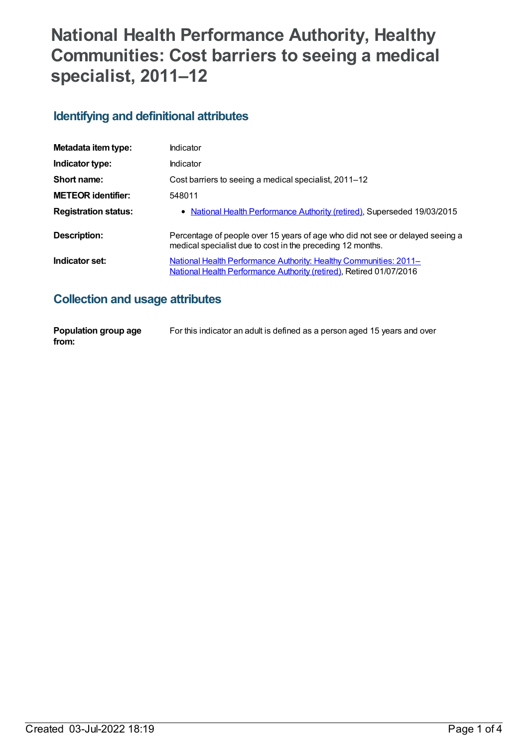# National Health Performance Authority, Healthy Communities: Cost barriers to seeing a medical specialist, 2011–12

## Identifying and definitional attributes

| | |
|---|---|
| **Metadata item type:** | Indicator |
| **Indicator type:** | Indicator |
| **Short name:** | Cost barriers to seeing a medical specialist, 2011–12 |
| **METEOR identifier:** | 548011 |
| **Registration status:** | • National Health Performance Authority (retired), Superseded 19/03/2015 |
| **Description:** | Percentage of people over 15 years of age who did not see or delayed seeing a medical specialist due to cost in the preceding 12 months. |
| **Indicator set:** | National Health Performance Authority: Healthy Communities: 2011– National Health Performance Authority (retired), Retired 01/07/2016 |

## Collection and usage attributes

| | |
|---|---|
| **Population group age from:** | For this indicator an adult is defined as a person aged 15 years and over |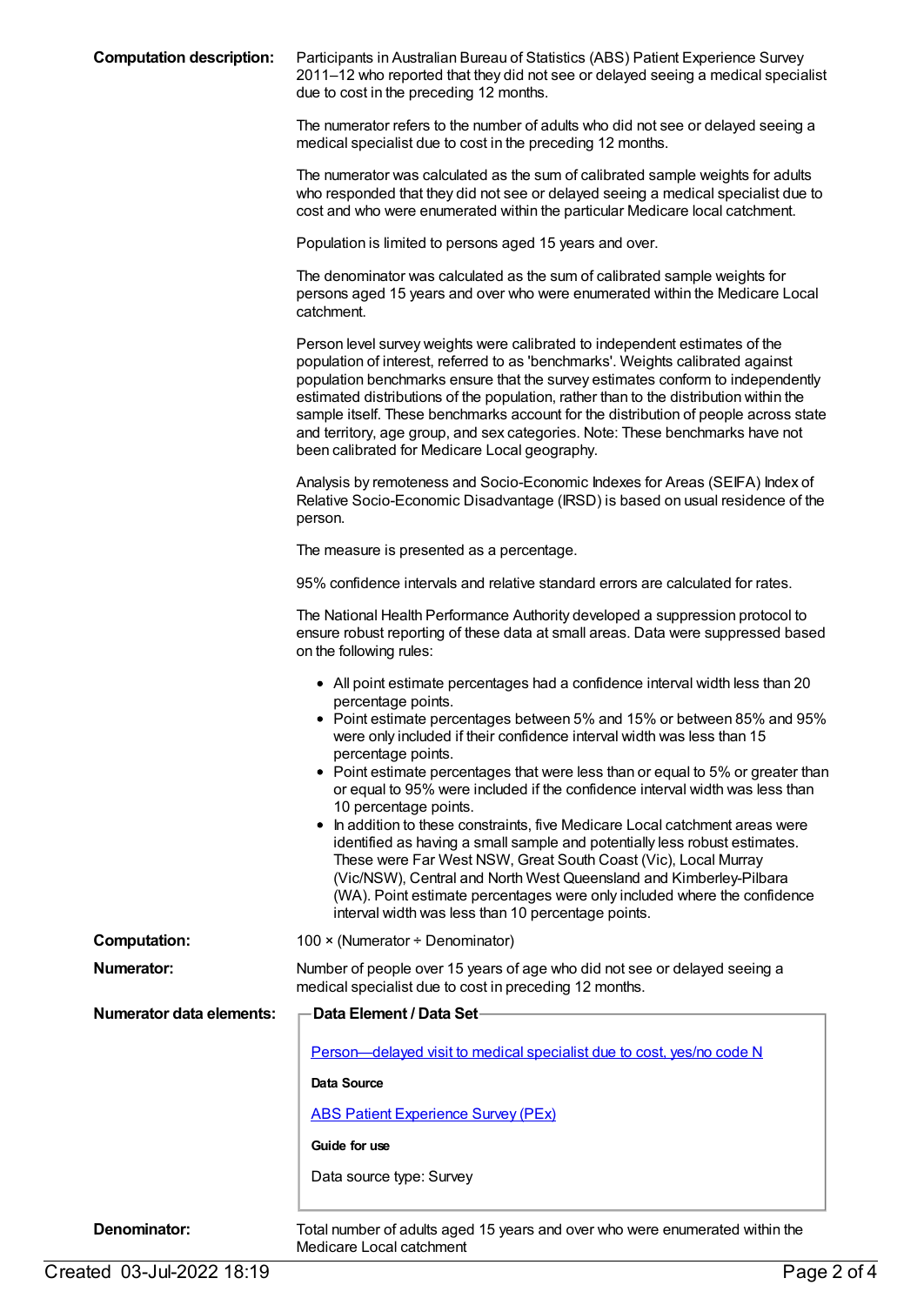**Computation description:**

Participants in Australian Bureau of Statistics (ABS) Patient Experience Survey 2011–12 who reported that they did not see or delayed seeing a medical specialist due to cost in the preceding 12 months.

The numerator refers to the number of adults who did not see or delayed seeing a medical specialist due to cost in the preceding 12 months.

The numerator was calculated as the sum of calibrated sample weights for adults who responded that they did not see or delayed seeing a medical specialist due to cost and who were enumerated within the particular Medicare local catchment.

Population is limited to persons aged 15 years and over.

The denominator was calculated as the sum of calibrated sample weights for persons aged 15 years and over who were enumerated within the Medicare Local catchment.

Person level survey weights were calibrated to independent estimates of the population of interest, referred to as 'benchmarks'. Weights calibrated against population benchmarks ensure that the survey estimates conform to independently estimated distributions of the population, rather than to the distribution within the sample itself. These benchmarks account for the distribution of people across state and territory, age group, and sex categories. Note: These benchmarks have not been calibrated for Medicare Local geography.

Analysis by remoteness and Socio-Economic Indexes for Areas (SEIFA) Index of Relative Socio-Economic Disadvantage (IRSD) is based on usual residence of the person.

The measure is presented as a percentage.

95% confidence intervals and relative standard errors are calculated for rates.

The National Health Performance Authority developed a suppression protocol to ensure robust reporting of these data at small areas. Data were suppressed based on the following rules:

- All point estimate percentages had a confidence interval width less than 20 percentage points.
- Point estimate percentages between 5% and 15% or between 85% and 95% were only included if their confidence interval width was less than 15 percentage points.
- Point estimate percentages that were less than or equal to 5% or greater than or equal to 95% were included if the confidence interval width was less than 10 percentage points.
- In addition to these constraints, five Medicare Local catchment areas were identified as having a small sample and potentially less robust estimates. These were Far West NSW, Great South Coast (Vic), Local Murray (Vic/NSW), Central and North West Queensland and Kimberley-Pilbara (WA). Point estimate percentages were only included where the confidence interval width was less than 10 percentage points.

**Computation:**

100 × (Numerator ÷ Denominator)

**Numerator:**

Number of people over 15 years of age who did not see or delayed seeing a medical specialist due to cost in preceding 12 months.

**Numerator data elements:**

**Data Element / Data Set**

Person—delayed visit to medical specialist due to cost, yes/no code N

**Data Source**

ABS Patient Experience Survey (PEx)

**Guide for use**

Data source type: Survey

**Denominator:**

Total number of adults aged 15 years and over who were enumerated within the Medicare Local catchment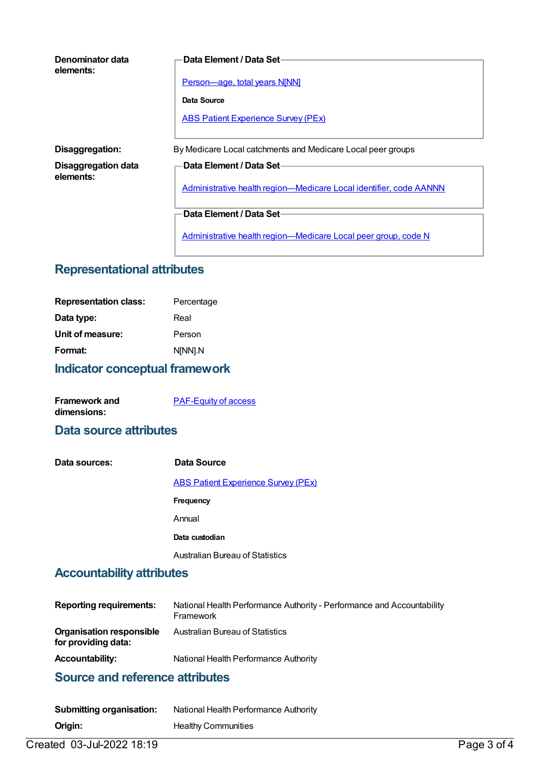**Denominator data elements:**

**Data Element / Data Set**

Person—age, total years N[NN]

**Data Source**

ABS Patient Experience Survey (PEx)

**Disaggregation:** By Medicare Local catchments and Medicare Local peer groups

**Disaggregation data elements:**

**Data Element / Data Set**

Administrative health region—Medicare Local identifier, code AANNN

**Data Element / Data Set**

Administrative health region—Medicare Local peer group, code N

## Representational attributes

**Representation class:** Percentage

**Data type:** Real

**Unit of measure:** Person

**Format:** N[NN].N

## Indicator conceptual framework

**Framework and dimensions:** PAF-Equity of access

## Data source attributes

**Data sources:**

**Data Source**

ABS Patient Experience Survey (PEx)

**Frequency**

Annual

**Data custodian**

Australian Bureau of Statistics

## Accountability attributes

**Reporting requirements:** National Health Performance Authority - Performance and Accountability Framework

**Organisation responsible for providing data:** Australian Bureau of Statistics

**Accountability:** National Health Performance Authority

## Source and reference attributes

**Submitting organisation:** National Health Performance Authority

**Origin:** Healthy Communities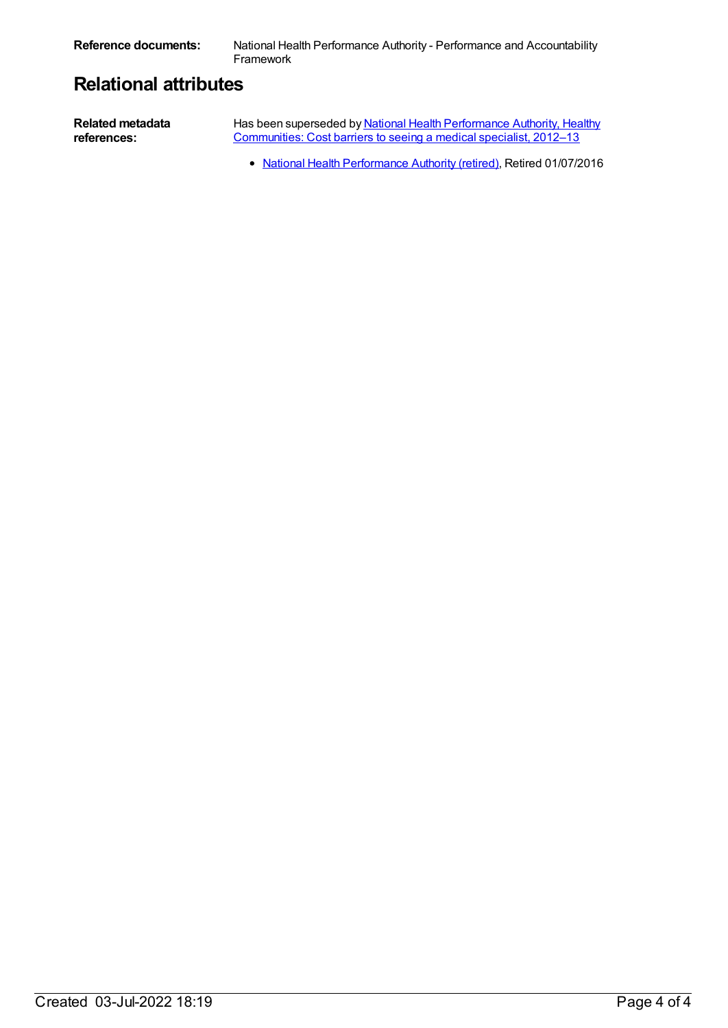**Reference documents:** National Health Performance Authority - Performance and Accountability Framework

## Relational attributes

**Related metadata references:** Has been superseded by National Health Performance Authority, Healthy Communities: Cost barriers to seeing a medical specialist, 2012–13

- National Health Performance Authority (retired), Retired 01/07/2016